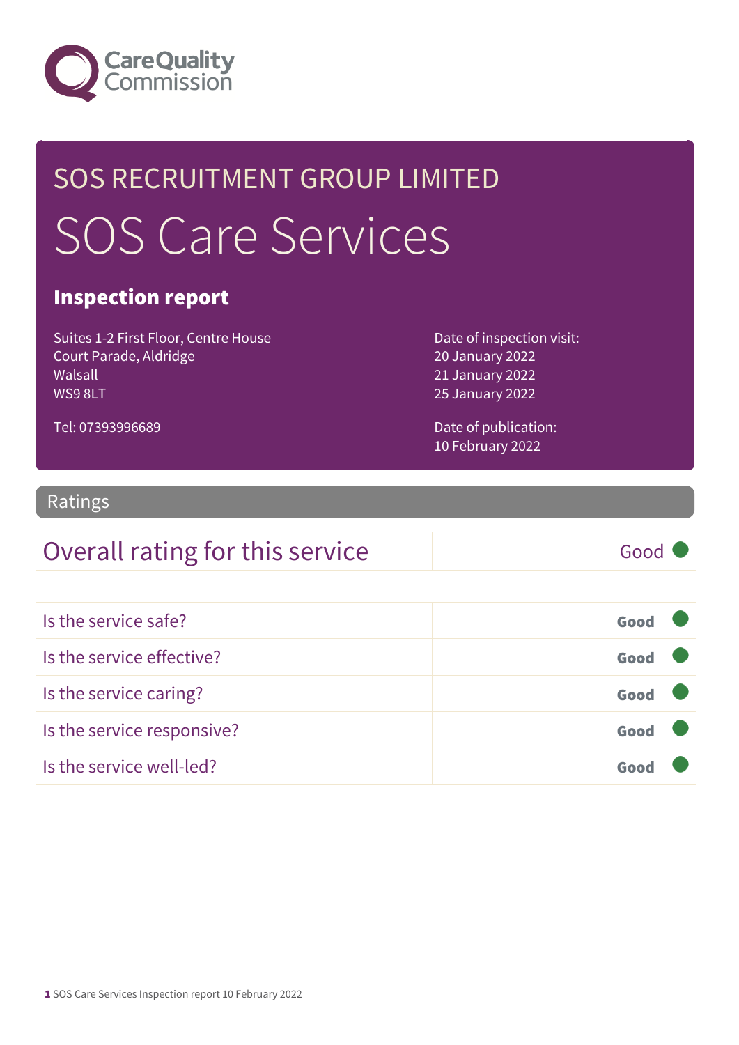Care Quality Commission

# SOS RECRUITMENT GROUP LIMITED

# SOS Care Services

## Inspection report

Suites 1-2 First Floor, Centre House
Court Parade, Aldridge
Walsall
WS9 8LT

Tel: 07393996689

Date of inspection visit:
20 January 2022
21 January 2022
25 January 2022

Date of publication:
10 February 2022

## Ratings

| Overall rating for this service | Good |
|---|---|

| | |
|---|---|
| Is the service safe? | Good |
| Is the service effective? | Good |
| Is the service caring? | Good |
| Is the service responsive? | Good |
| Is the service well-led? | Good |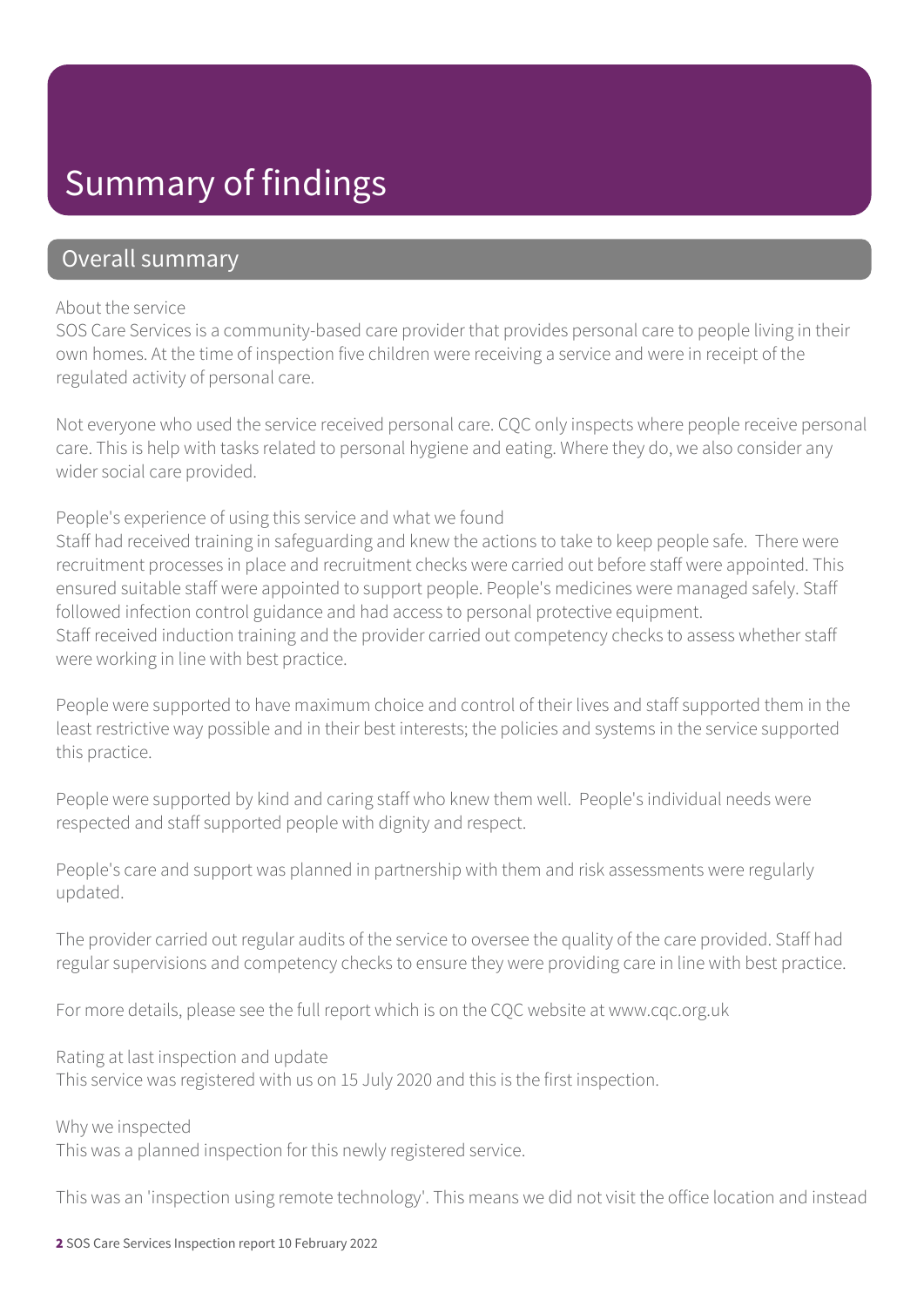# Summary of findings

## Overall summary

About the service

SOS Care Services is a community-based care provider that provides personal care to people living in their own homes. At the time of inspection five children were receiving a service and were in receipt of the regulated activity of personal care.

Not everyone who used the service received personal care. CQC only inspects where people receive personal care. This is help with tasks related to personal hygiene and eating. Where they do, we also consider any wider social care provided.

People's experience of using this service and what we found

Staff had received training in safeguarding and knew the actions to take to keep people safe. There were recruitment processes in place and recruitment checks were carried out before staff were appointed. This ensured suitable staff were appointed to support people. People's medicines were managed safely. Staff followed infection control guidance and had access to personal protective equipment.
Staff received induction training and the provider carried out competency checks to assess whether staff were working in line with best practice.

People were supported to have maximum choice and control of their lives and staff supported them in the least restrictive way possible and in their best interests; the policies and systems in the service supported this practice.

People were supported by kind and caring staff who knew them well. People's individual needs were respected and staff supported people with dignity and respect.

People's care and support was planned in partnership with them and risk assessments were regularly updated.

The provider carried out regular audits of the service to oversee the quality of the care provided. Staff had regular supervisions and competency checks to ensure they were providing care in line with best practice.

For more details, please see the full report which is on the CQC website at www.cqc.org.uk

Rating at last inspection and update

This service was registered with us on 15 July 2020 and this is the first inspection.

Why we inspected

This was a planned inspection for this newly registered service.

This was an 'inspection using remote technology'. This means we did not visit the office location and instead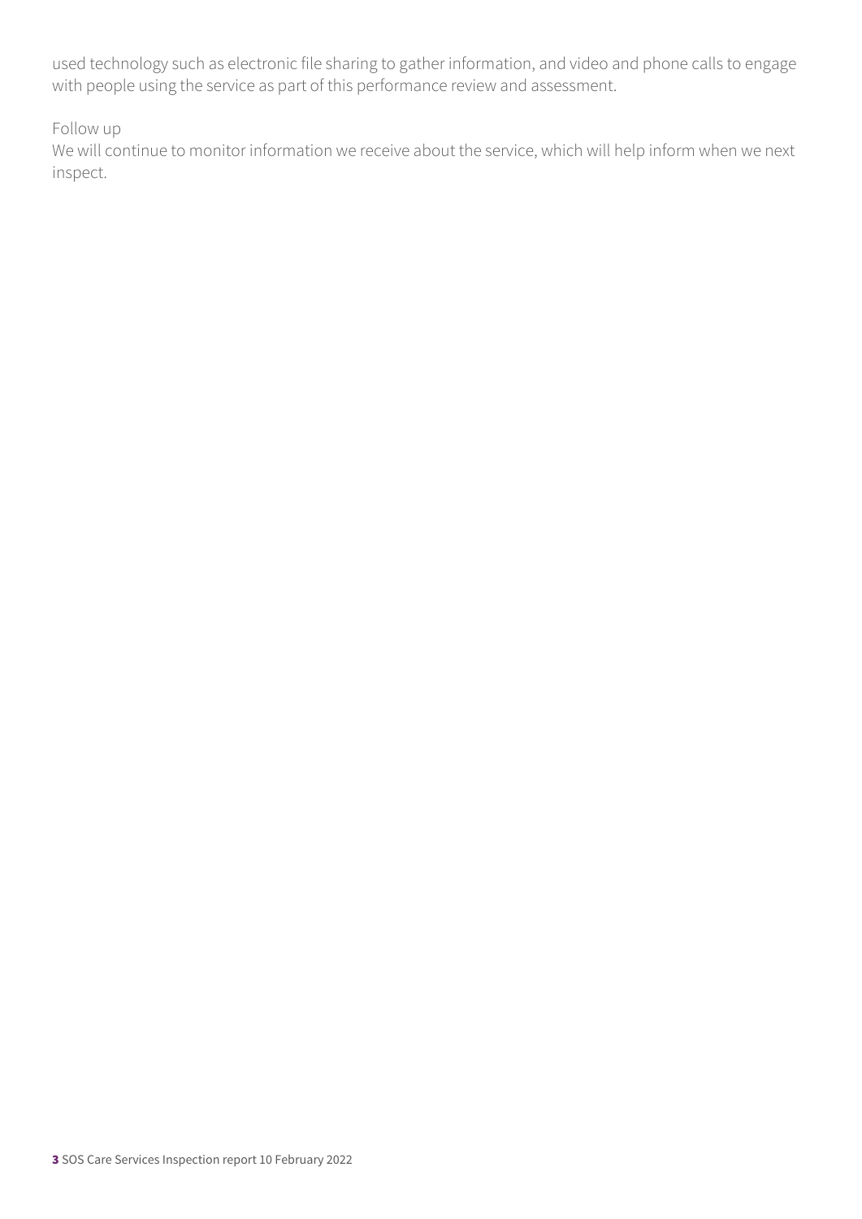used technology such as electronic file sharing to gather information, and video and phone calls to engage with people using the service as part of this performance review and assessment.

Follow up

We will continue to monitor information we receive about the service, which will help inform when we next inspect.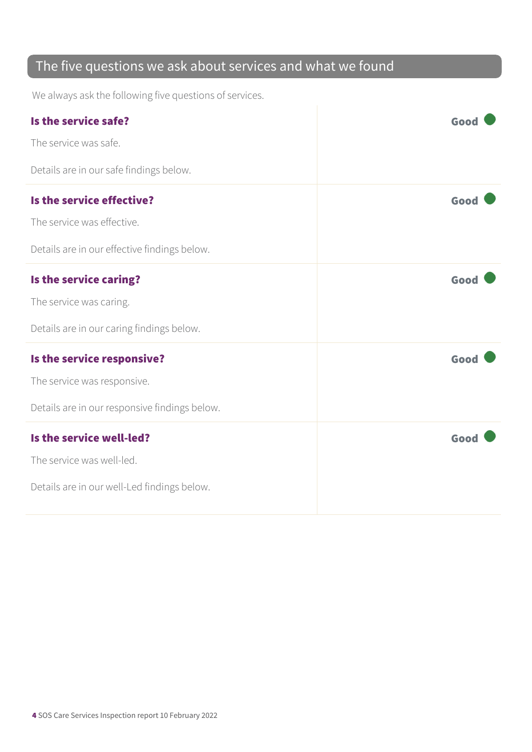## The five questions we ask about services and what we found

We always ask the following five questions of services.

| | |
|---|---|
| **Is the service safe?**<br><br>The service was safe.<br><br>Details are in our safe findings below. | Good |
| **Is the service effective?**<br><br>The service was effective.<br><br>Details are in our effective findings below. | Good |
| **Is the service caring?**<br><br>The service was caring.<br><br>Details are in our caring findings below. | Good |
| **Is the service responsive?**<br><br>The service was responsive.<br><br>Details are in our responsive findings below. | Good |
| **Is the service well-led?**<br><br>The service was well-led.<br><br>Details are in our well-Led findings below. | Good |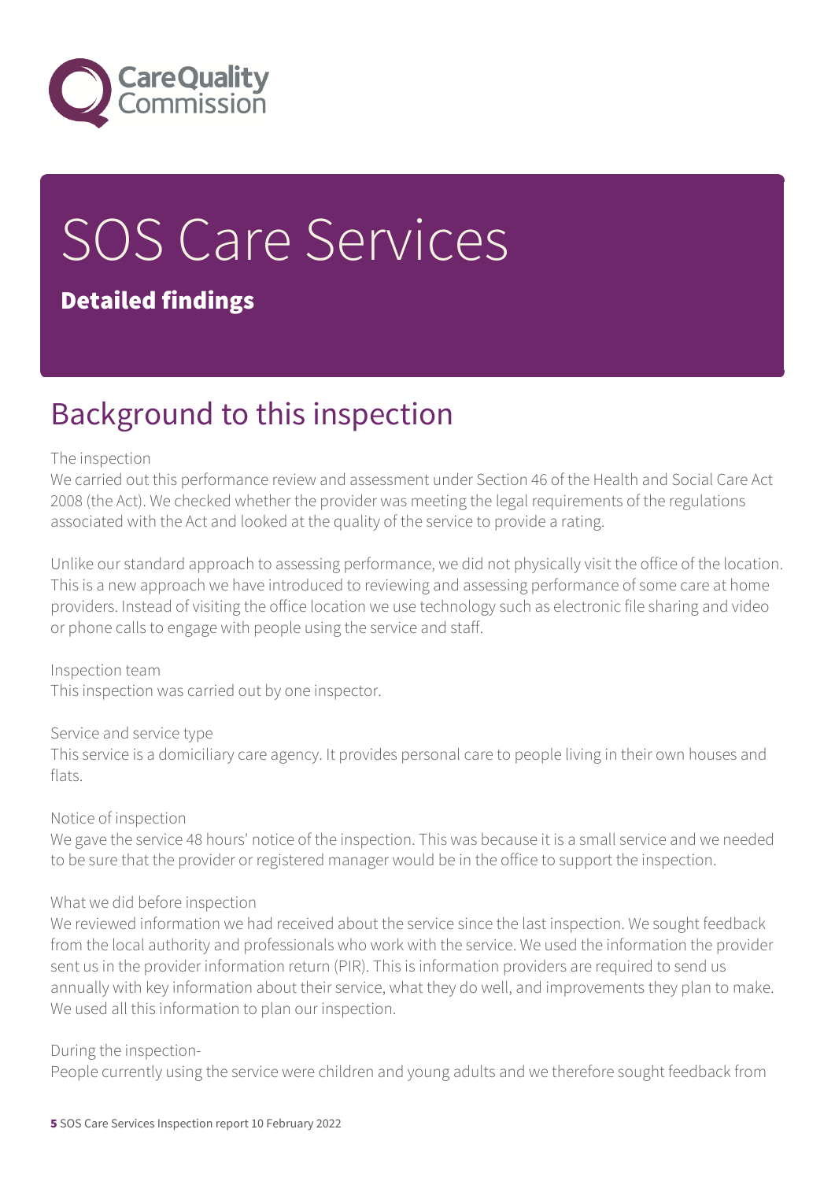# SOS Care Services

## Detailed findings

## Background to this inspection

The inspection

We carried out this performance review and assessment under Section 46 of the Health and Social Care Act 2008 (the Act). We checked whether the provider was meeting the legal requirements of the regulations associated with the Act and looked at the quality of the service to provide a rating.

Unlike our standard approach to assessing performance, we did not physically visit the office of the location. This is a new approach we have introduced to reviewing and assessing performance of some care at home providers. Instead of visiting the office location we use technology such as electronic file sharing and video or phone calls to engage with people using the service and staff.

Inspection team

This inspection was carried out by one inspector.

Service and service type

This service is a domiciliary care agency. It provides personal care to people living in their own houses and flats.

Notice of inspection

We gave the service 48 hours' notice of the inspection. This was because it is a small service and we needed to be sure that the provider or registered manager would be in the office to support the inspection.

What we did before inspection

We reviewed information we had received about the service since the last inspection. We sought feedback from the local authority and professionals who work with the service. We used the information the provider sent us in the provider information return (PIR). This is information providers are required to send us annually with key information about their service, what they do well, and improvements they plan to make. We used all this information to plan our inspection.

During the inspection-

People currently using the service were children and young adults and we therefore sought feedback from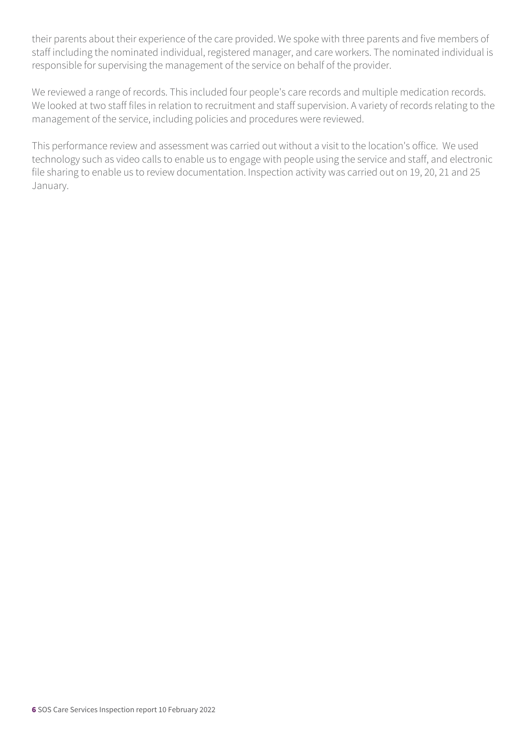their parents about their experience of the care provided. We spoke with three parents and five members of staff including the nominated individual, registered manager, and care workers. The nominated individual is responsible for supervising the management of the service on behalf of the provider.

We reviewed a range of records. This included four people's care records and multiple medication records. We looked at two staff files in relation to recruitment and staff supervision. A variety of records relating to the management of the service, including policies and procedures were reviewed.

This performance review and assessment was carried out without a visit to the location's office. We used technology such as video calls to enable us to engage with people using the service and staff, and electronic file sharing to enable us to review documentation. Inspection activity was carried out on 19, 20, 21 and 25 January.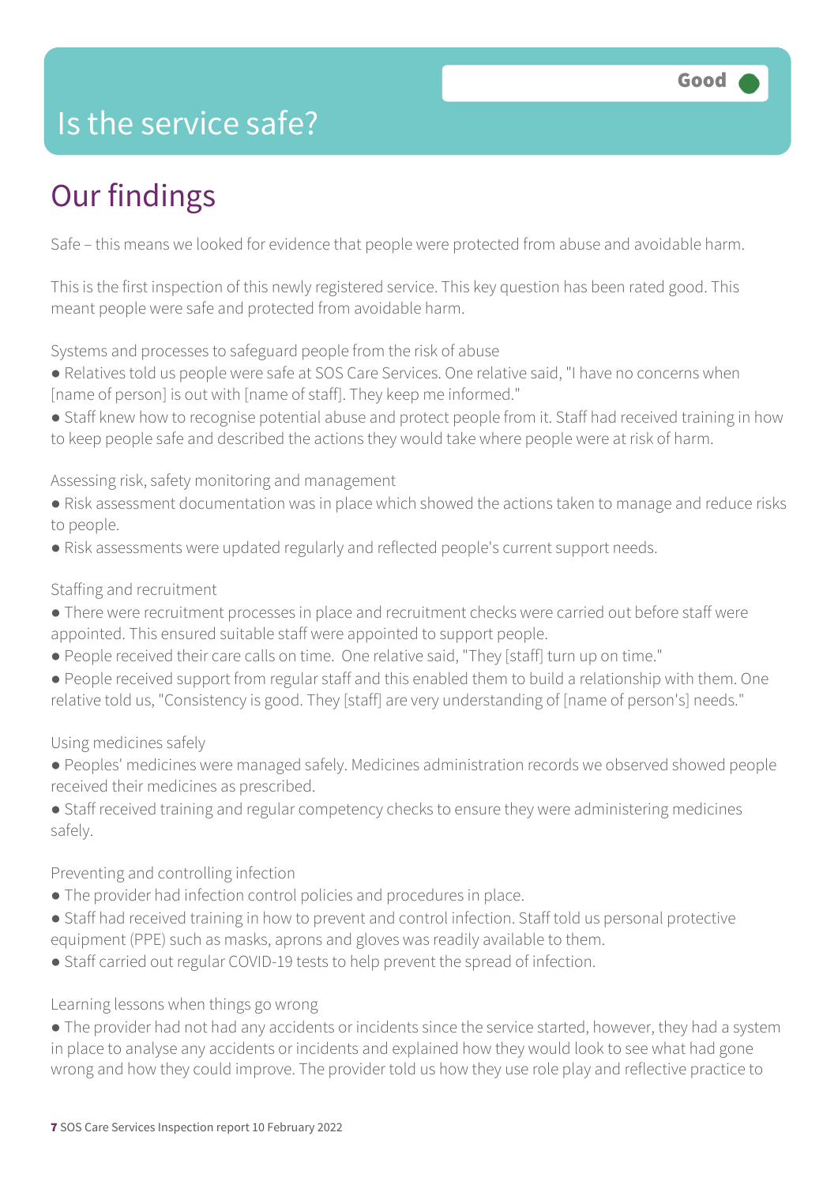# Is the service safe?

Good

## Our findings

Safe – this means we looked for evidence that people were protected from abuse and avoidable harm.

This is the first inspection of this newly registered service. This key question has been rated good. This meant people were safe and protected from avoidable harm.

Systems and processes to safeguard people from the risk of abuse

- Relatives told us people were safe at SOS Care Services. One relative said, "I have no concerns when [name of person] is out with [name of staff]. They keep me informed."
- Staff knew how to recognise potential abuse and protect people from it. Staff had received training in how to keep people safe and described the actions they would take where people were at risk of harm.

Assessing risk, safety monitoring and management

- Risk assessment documentation was in place which showed the actions taken to manage and reduce risks to people.
- Risk assessments were updated regularly and reflected people's current support needs.

Staffing and recruitment

- There were recruitment processes in place and recruitment checks were carried out before staff were appointed. This ensured suitable staff were appointed to support people.
- People received their care calls on time. One relative said, "They [staff] turn up on time."
- People received support from regular staff and this enabled them to build a relationship with them. One relative told us, "Consistency is good. They [staff] are very understanding of [name of person's] needs."

Using medicines safely

- Peoples' medicines were managed safely. Medicines administration records we observed showed people received their medicines as prescribed.
- Staff received training and regular competency checks to ensure they were administering medicines safely.

Preventing and controlling infection

- The provider had infection control policies and procedures in place.
- Staff had received training in how to prevent and control infection. Staff told us personal protective equipment (PPE) such as masks, aprons and gloves was readily available to them.
- Staff carried out regular COVID-19 tests to help prevent the spread of infection.

Learning lessons when things go wrong

- The provider had not had any accidents or incidents since the service started, however, they had a system in place to analyse any accidents or incidents and explained how they would look to see what had gone wrong and how they could improve. The provider told us how they use role play and reflective practice to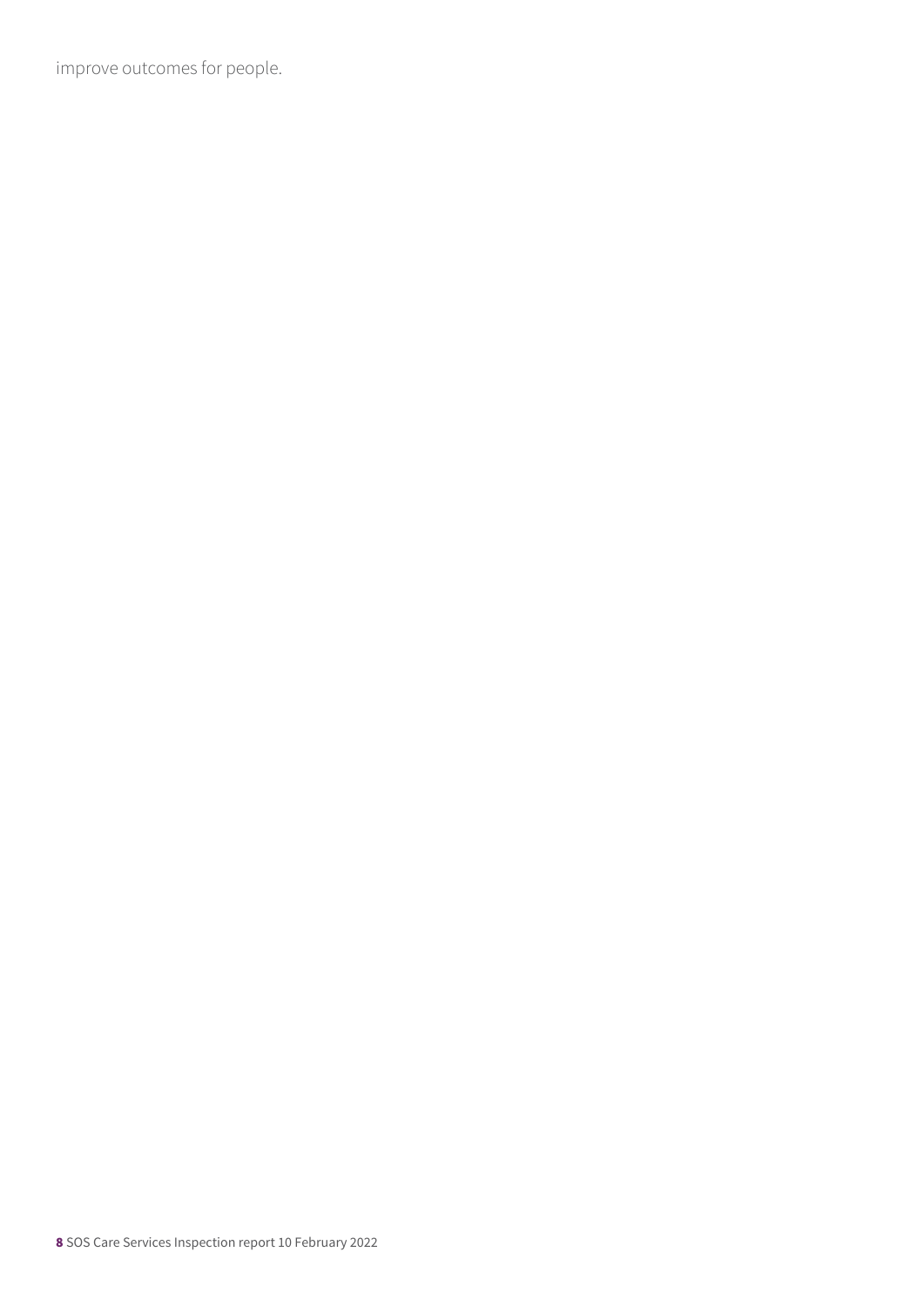improve outcomes for people.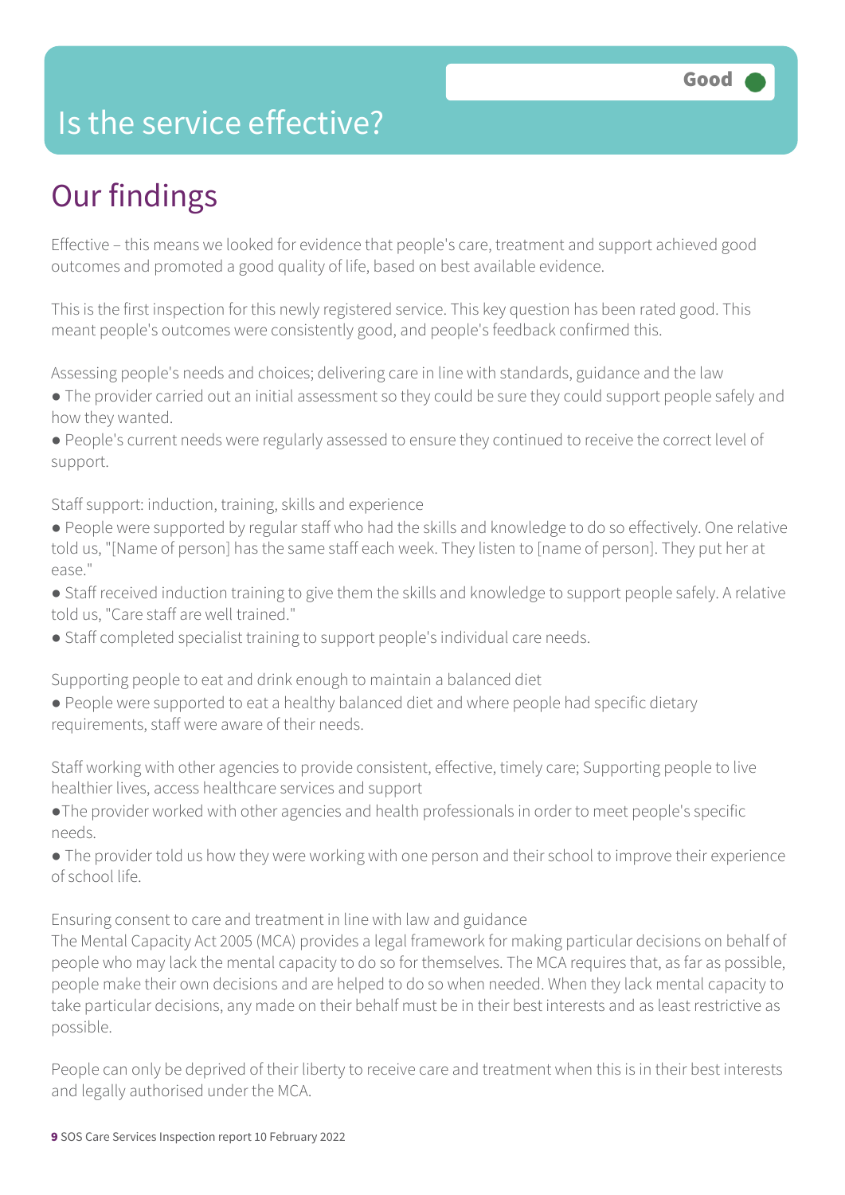Good

# Is the service effective?

## Our findings

Effective – this means we looked for evidence that people's care, treatment and support achieved good outcomes and promoted a good quality of life, based on best available evidence.

This is the first inspection for this newly registered service. This key question has been rated good. This meant people's outcomes were consistently good, and people's feedback confirmed this.

Assessing people's needs and choices; delivering care in line with standards, guidance and the law

- The provider carried out an initial assessment so they could be sure they could support people safely and how they wanted.
- People's current needs were regularly assessed to ensure they continued to receive the correct level of support.

Staff support: induction, training, skills and experience

- People were supported by regular staff who had the skills and knowledge to do so effectively. One relative told us, "[Name of person] has the same staff each week. They listen to [name of person]. They put her at ease."
- Staff received induction training to give them the skills and knowledge to support people safely. A relative told us, "Care staff are well trained."
- Staff completed specialist training to support people's individual care needs.

Supporting people to eat and drink enough to maintain a balanced diet

- People were supported to eat a healthy balanced diet and where people had specific dietary requirements, staff were aware of their needs.

Staff working with other agencies to provide consistent, effective, timely care; Supporting people to live healthier lives, access healthcare services and support

- The provider worked with other agencies and health professionals in order to meet people's specific needs.
- The provider told us how they were working with one person and their school to improve their experience of school life.

Ensuring consent to care and treatment in line with law and guidance

The Mental Capacity Act 2005 (MCA) provides a legal framework for making particular decisions on behalf of people who may lack the mental capacity to do so for themselves. The MCA requires that, as far as possible, people make their own decisions and are helped to do so when needed. When they lack mental capacity to take particular decisions, any made on their behalf must be in their best interests and as least restrictive as possible.

People can only be deprived of their liberty to receive care and treatment when this is in their best interests and legally authorised under the MCA.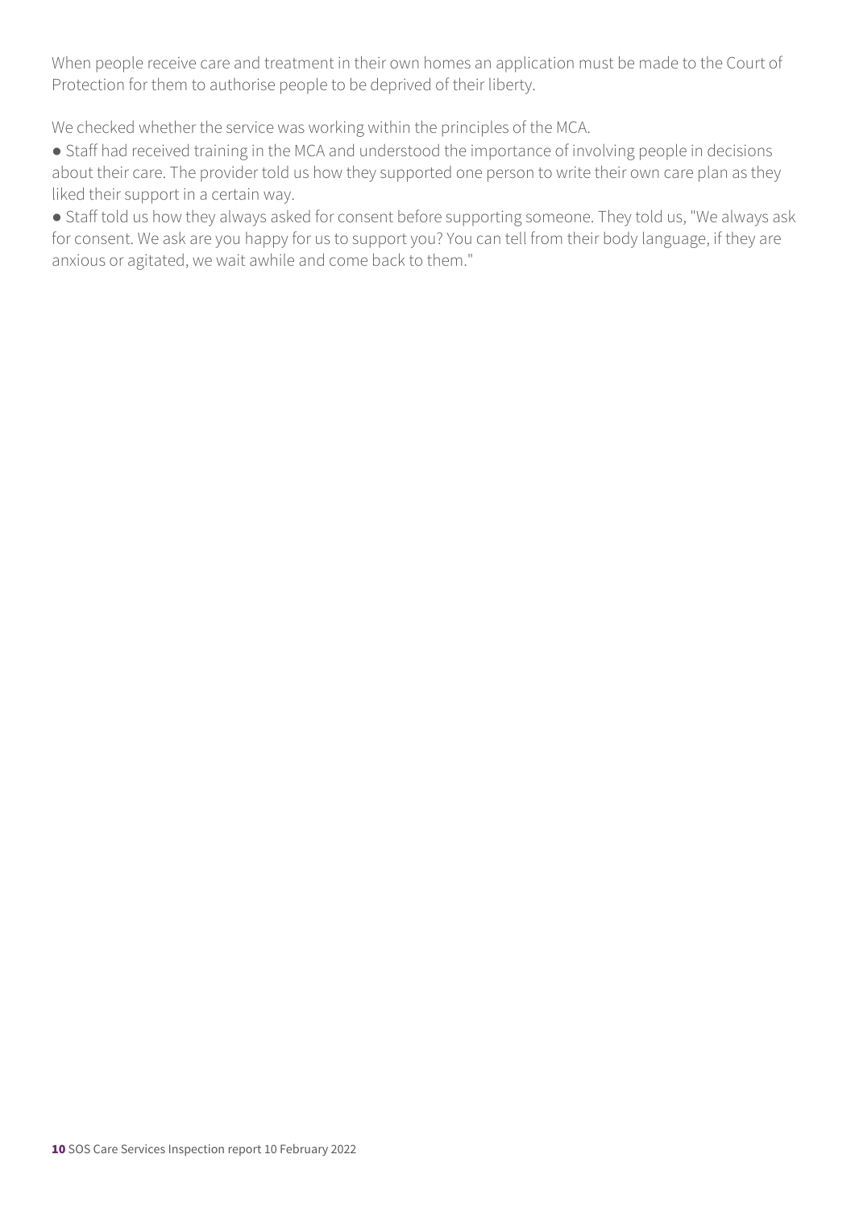When people receive care and treatment in their own homes an application must be made to the Court of Protection for them to authorise people to be deprived of their liberty.

We checked whether the service was working within the principles of the MCA.

- Staff had received training in the MCA and understood the importance of involving people in decisions about their care. The provider told us how they supported one person to write their own care plan as they liked their support in a certain way.
- Staff told us how they always asked for consent before supporting someone. They told us, "We always ask for consent. We ask are you happy for us to support you? You can tell from their body language, if they are anxious or agitated, we wait awhile and come back to them."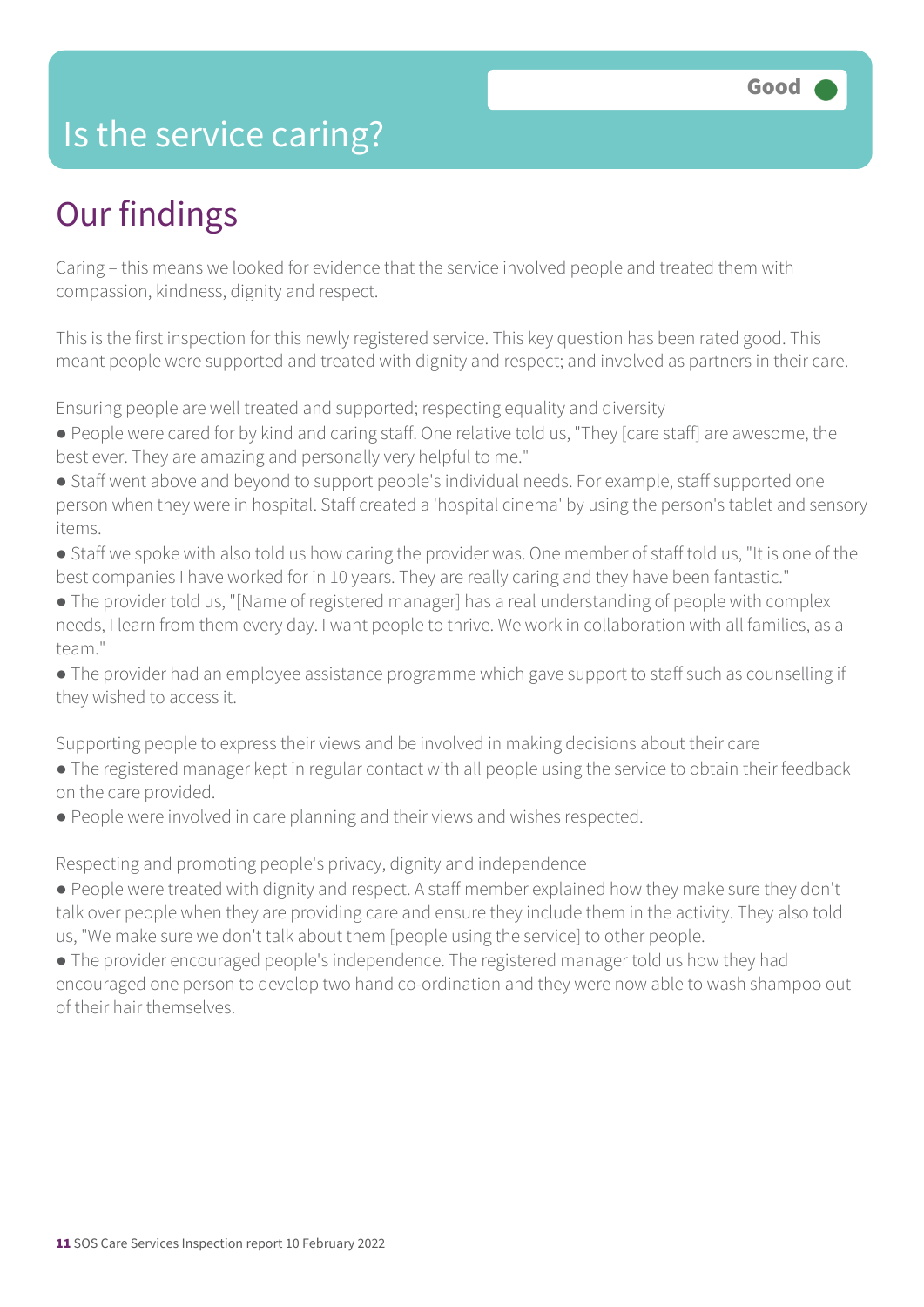# Is the service caring?

Good

## Our findings

Caring – this means we looked for evidence that the service involved people and treated them with compassion, kindness, dignity and respect.

This is the first inspection for this newly registered service. This key question has been rated good. This meant people were supported and treated with dignity and respect; and involved as partners in their care.

Ensuring people are well treated and supported; respecting equality and diversity

- People were cared for by kind and caring staff. One relative told us, "They [care staff] are awesome, the best ever. They are amazing and personally very helpful to me."
- Staff went above and beyond to support people's individual needs. For example, staff supported one person when they were in hospital. Staff created a 'hospital cinema' by using the person's tablet and sensory items.
- Staff we spoke with also told us how caring the provider was. One member of staff told us, "It is one of the best companies I have worked for in 10 years. They are really caring and they have been fantastic."
- The provider told us, "[Name of registered manager] has a real understanding of people with complex needs, I learn from them every day. I want people to thrive. We work in collaboration with all families, as a team."
- The provider had an employee assistance programme which gave support to staff such as counselling if they wished to access it.

Supporting people to express their views and be involved in making decisions about their care

- The registered manager kept in regular contact with all people using the service to obtain their feedback on the care provided.
- People were involved in care planning and their views and wishes respected.

Respecting and promoting people's privacy, dignity and independence

- People were treated with dignity and respect. A staff member explained how they make sure they don't talk over people when they are providing care and ensure they include them in the activity. They also told us, "We make sure we don't talk about them [people using the service] to other people.
- The provider encouraged people's independence. The registered manager told us how they had encouraged one person to develop two hand co-ordination and they were now able to wash shampoo out of their hair themselves.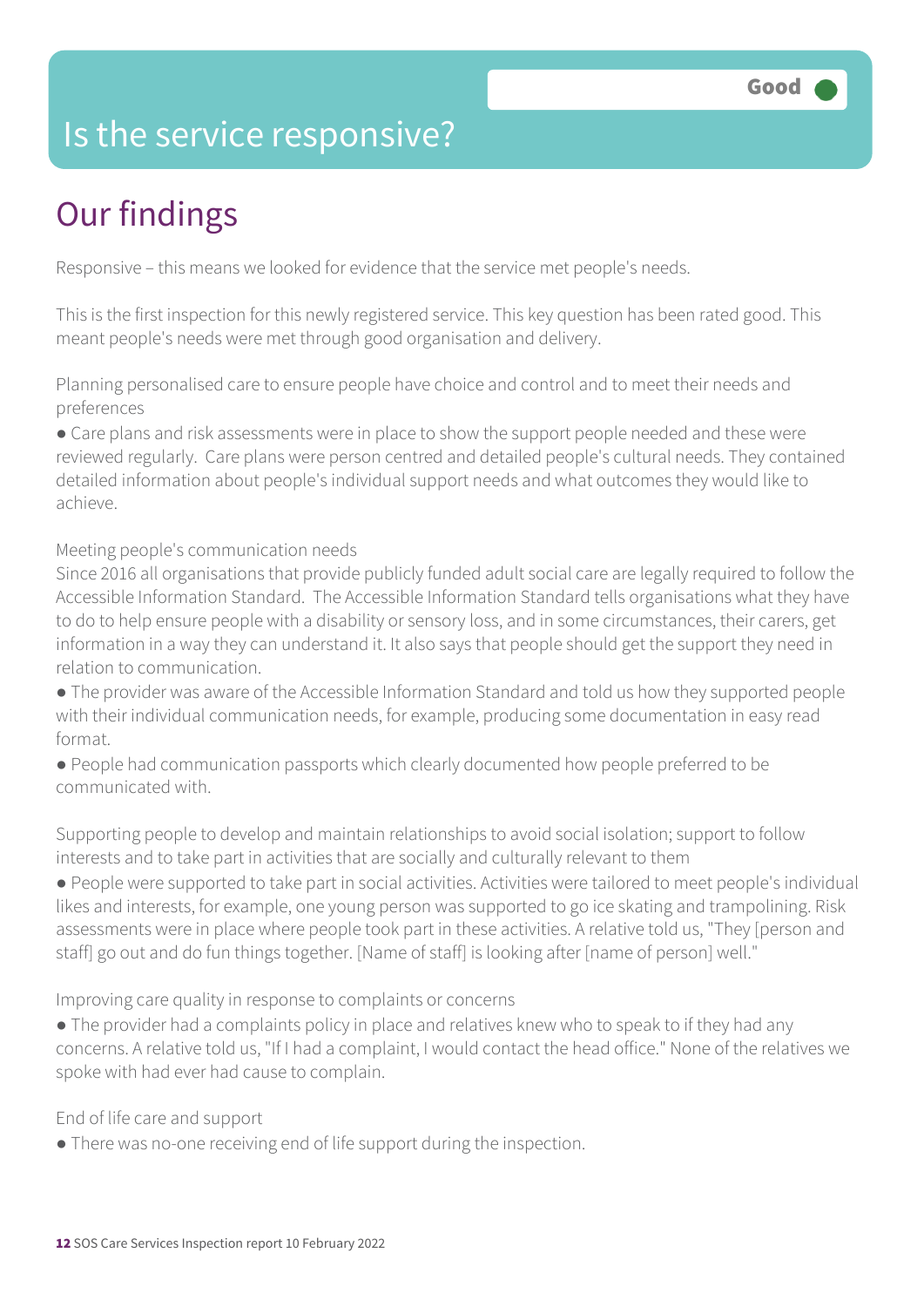# Is the service responsive?

Good

## Our findings

Responsive – this means we looked for evidence that the service met people's needs.

This is the first inspection for this newly registered service. This key question has been rated good. This meant people's needs were met through good organisation and delivery.

Planning personalised care to ensure people have choice and control and to meet their needs and preferences

- Care plans and risk assessments were in place to show the support people needed and these were reviewed regularly. Care plans were person centred and detailed people's cultural needs. They contained detailed information about people's individual support needs and what outcomes they would like to achieve.

Meeting people's communication needs

Since 2016 all organisations that provide publicly funded adult social care are legally required to follow the Accessible Information Standard. The Accessible Information Standard tells organisations what they have to do to help ensure people with a disability or sensory loss, and in some circumstances, their carers, get information in a way they can understand it. It also says that people should get the support they need in relation to communication.

- The provider was aware of the Accessible Information Standard and told us how they supported people with their individual communication needs, for example, producing some documentation in easy read format.
- People had communication passports which clearly documented how people preferred to be communicated with.

Supporting people to develop and maintain relationships to avoid social isolation; support to follow interests and to take part in activities that are socially and culturally relevant to them

- People were supported to take part in social activities. Activities were tailored to meet people's individual likes and interests, for example, one young person was supported to go ice skating and trampolining. Risk assessments were in place where people took part in these activities. A relative told us, "They [person and staff] go out and do fun things together. [Name of staff] is looking after [name of person] well."

Improving care quality in response to complaints or concerns

- The provider had a complaints policy in place and relatives knew who to speak to if they had any concerns. A relative told us, "If I had a complaint, I would contact the head office." None of the relatives we spoke with had ever had cause to complain.

End of life care and support

- There was no-one receiving end of life support during the inspection.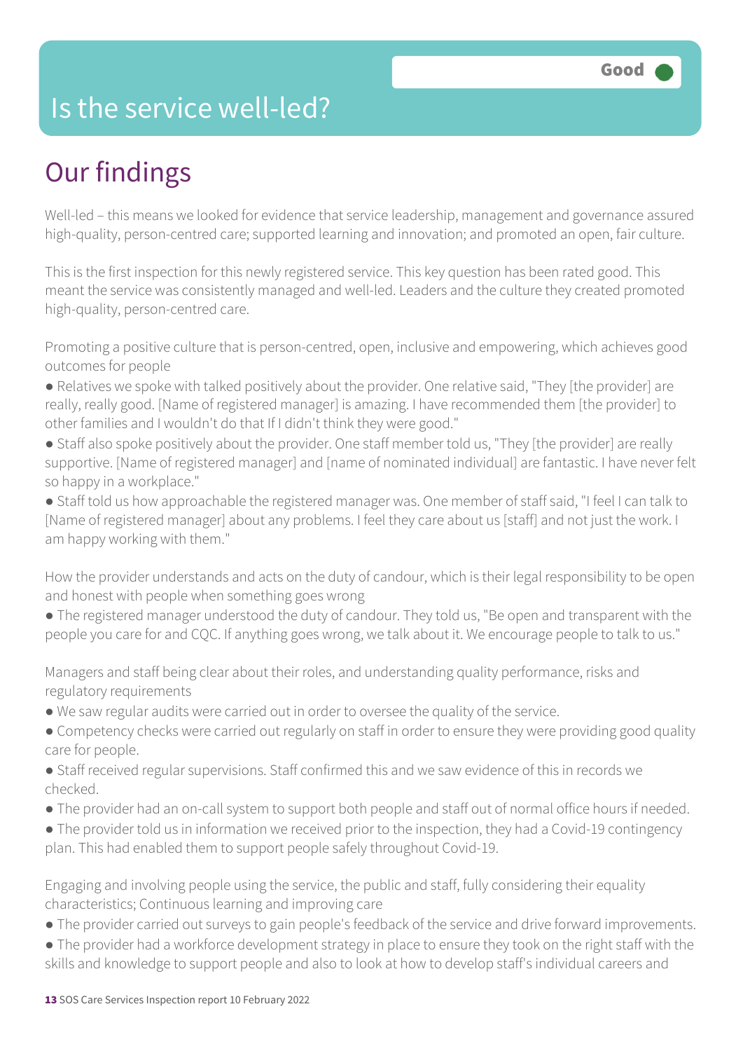# Is the service well-led?

Good

## Our findings

Well-led – this means we looked for evidence that service leadership, management and governance assured high-quality, person-centred care; supported learning and innovation; and promoted an open, fair culture.

This is the first inspection for this newly registered service. This key question has been rated good. This meant the service was consistently managed and well-led. Leaders and the culture they created promoted high-quality, person-centred care.

Promoting a positive culture that is person-centred, open, inclusive and empowering, which achieves good outcomes for people

- Relatives we spoke with talked positively about the provider. One relative said, "They [the provider] are really, really good. [Name of registered manager] is amazing. I have recommended them [the provider] to other families and I wouldn't do that If I didn't think they were good."
- Staff also spoke positively about the provider. One staff member told us, "They [the provider] are really supportive. [Name of registered manager] and [name of nominated individual] are fantastic. I have never felt so happy in a workplace."
- Staff told us how approachable the registered manager was. One member of staff said, "I feel I can talk to [Name of registered manager] about any problems. I feel they care about us [staff] and not just the work. I am happy working with them."

How the provider understands and acts on the duty of candour, which is their legal responsibility to be open and honest with people when something goes wrong

- The registered manager understood the duty of candour. They told us, "Be open and transparent with the people you care for and CQC. If anything goes wrong, we talk about it. We encourage people to talk to us."

Managers and staff being clear about their roles, and understanding quality performance, risks and regulatory requirements

- We saw regular audits were carried out in order to oversee the quality of the service.
- Competency checks were carried out regularly on staff in order to ensure they were providing good quality care for people.
- Staff received regular supervisions. Staff confirmed this and we saw evidence of this in records we checked.
- The provider had an on-call system to support both people and staff out of normal office hours if needed.
- The provider told us in information we received prior to the inspection, they had a Covid-19 contingency plan. This had enabled them to support people safely throughout Covid-19.

Engaging and involving people using the service, the public and staff, fully considering their equality characteristics; Continuous learning and improving care

- The provider carried out surveys to gain people's feedback of the service and drive forward improvements.
- The provider had a workforce development strategy in place to ensure they took on the right staff with the skills and knowledge to support people and also to look at how to develop staff's individual careers and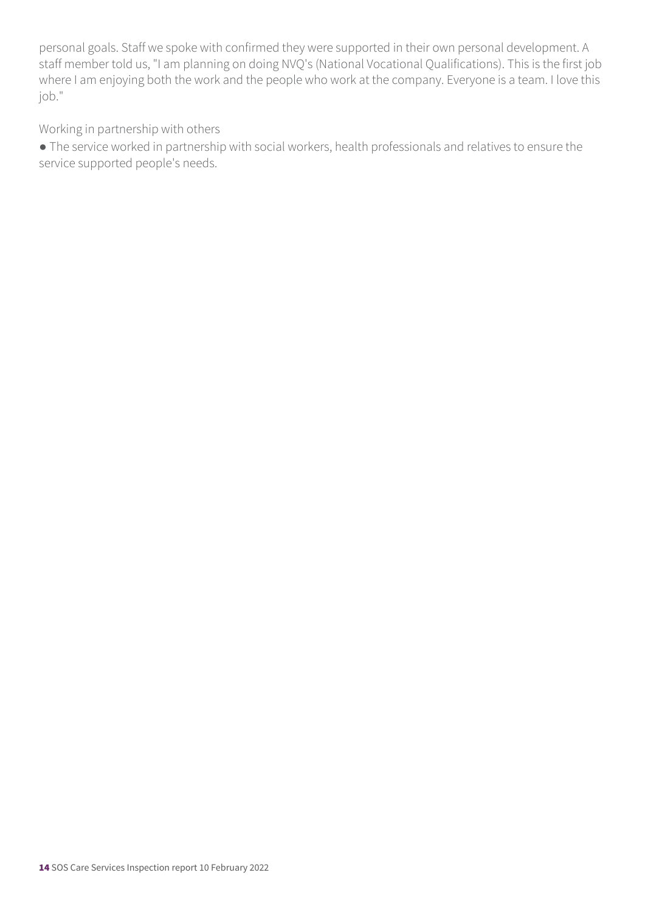personal goals. Staff we spoke with confirmed they were supported in their own personal development. A staff member told us, "I am planning on doing NVQ's (National Vocational Qualifications). This is the first job where I am enjoying both the work and the people who work at the company. Everyone is a team. I love this job."

Working in partnership with others

- The service worked in partnership with social workers, health professionals and relatives to ensure the service supported people's needs.